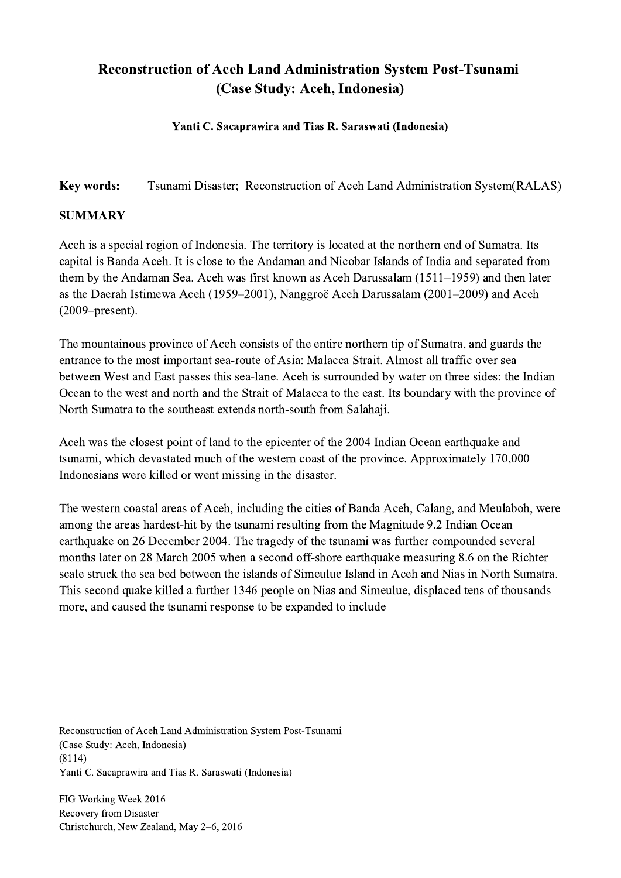# Reconstruction of Aceh Land Administration System Post-Tsunami (Case Study: Aceh, Indonesia)

**Yanti C. Sacaprawira and Tias R. Saraswati (Indonesia)**

**Key words:** Tsunami Disaster; Reconstruction of Aceh Land Administration System(RALAS)

## SUMMARY

Aceh is a special region of Indonesia. The territory is located at the northern end of Sumatra. Its capital is Banda Aceh. It is close to the Andaman and Nicobar Islands of India and separated from them by the Andaman Sea. Aceh was first known as Aceh Darussalam (1511–1959) and then later as the Daerah Istimewa Aceh (1959–2001), Nanggroë Aceh Darussalam (2001–2009) and Aceh (2009–present).

The mountainous province of Aceh consists of the entire northern tip of Sumatra, and guards the entrance to the most important sea-route of Asia: Malacca Strait. Almost all traffic over sea between West and East passes this sea-lane. Aceh is surrounded by water on three sides: the Indian Ocean to the west and north and the Strait of Malacca to the east. Its boundary with the province of North Sumatra to the southeast extends north-south from Salahaji.

Aceh was the closest point of land to the epicenter of the 2004 Indian Ocean earthquake and tsunami, which devastated much of the western coast of the province. Approximately 170,000 Indonesians were killed or went missing in the disaster.

The western coastal areas of Aceh, including the cities of Banda Aceh, Calang, and Meulaboh, were among the areas hardest-hit by the tsunami resulting from the Magnitude 9.2 Indian Ocean earthquake on 26 December 2004. The tragedy of the tsunami was further compounded several months later on 28 March 2005 when a second off-shore earthquake measuring 8.6 on the Richter scale struck the sea bed between the islands of Simeulue Island in Aceh and Nias in North Sumatra. This second quake killed a further 1346 people on Nias and Simeulue, displaced tens of thousands more, and caused the tsunami response to be expanded to include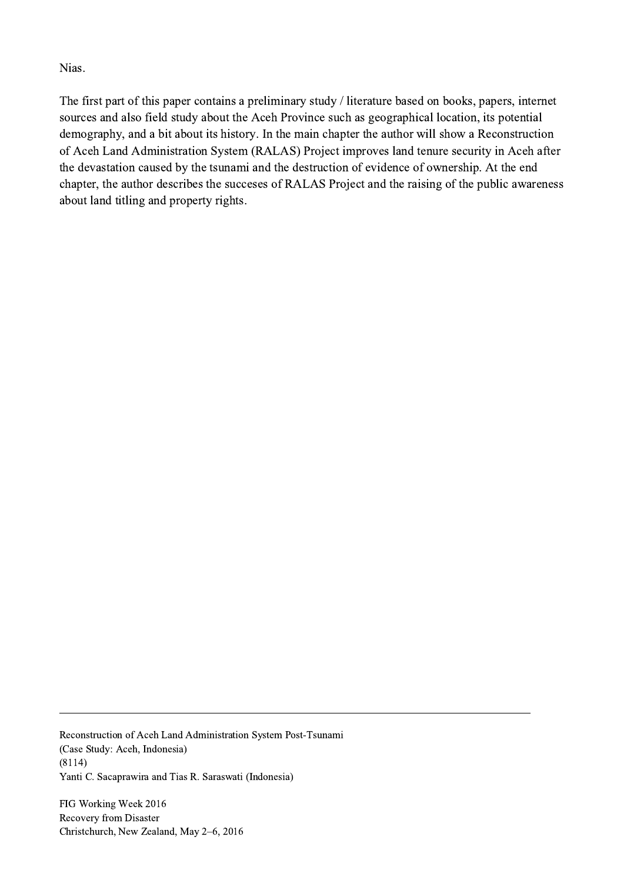Nias.

The first part of this paper contains a preliminary study / literature based on books, papers, internet sources and also field study about the Aceh Province such as geographical location, its potential demography, and a bit about its history. In the main chapter the author will show a Reconstruction of Aceh Land Administration System (RALAS) Project improves land tenure security in Aceh after the devastation caused by the tsunami and the destruction of evidence of ownership. At the end chapter, the author describes the succeses of RALAS Project and the raising of the public awareness about land titling and property rights.